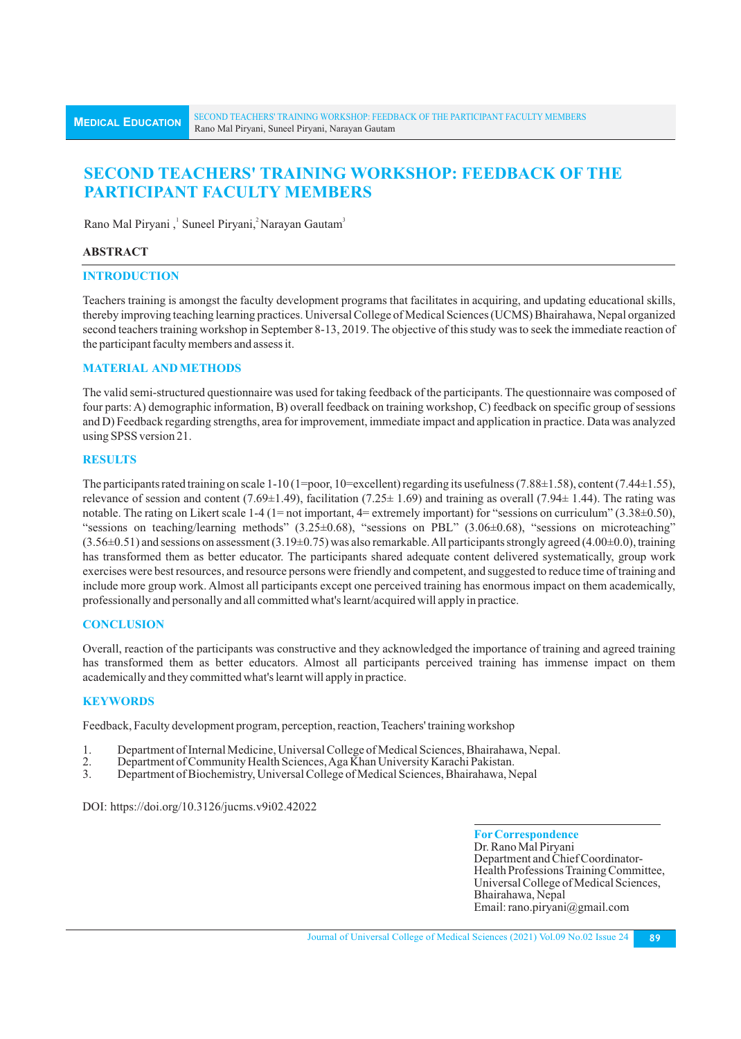# SECOND TEACHERS' TRAINING WORKSHOP: FEEDBACK OF THE PARTICIPANT FACULTY MEMBERS

Rano Mal Piryani ,[1] Suneel Piryani,[2] Narayan Gautam[3]

## ABSTRACT

### INTRODUCTION

Teachers training is amongst the faculty development programs that facilitates in acquiring, and updating educational skills, thereby improving teaching learning practices. Universal College of Medical Sciences (UCMS) Bhairahawa, Nepal organized second teachers training workshop in September 8-13, 2019. The objective of this study was to seek the immediate reaction of the participant faculty members and assess it.

### MATERIAL AND METHODS

The valid semi-structured questionnaire was used for taking feedback of the participants. The questionnaire was composed of four parts: A) demographic information, B) overall feedback on training workshop, C) feedback on specific group of sessions and D) Feedback regarding strengths, area for improvement, immediate impact and application in practice. Data was analyzed using SPSS version 21.

### RESULTS

The participants rated training on scale 1-10 (1=poor, 10=excellent) regarding its usefulness (7.88±1.58), content (7.44±1.55), relevance of session and content (7.69±1.49), facilitation (7.25± 1.69) and training as overall (7.94± 1.44). The rating was notable. The rating on Likert scale 1-4 (1= not important, 4= extremely important) for "sessions on curriculum" (3.38±0.50), "sessions on teaching/learning methods" (3.25±0.68), "sessions on PBL" (3.06±0.68), "sessions on microteaching" (3.56±0.51) and sessions on assessment (3.19±0.75) was also remarkable. All participants strongly agreed (4.00±0.0), training has transformed them as better educator. The participants shared adequate content delivered systematically, group work exercises were best resources, and resource persons were friendly and competent, and suggested to reduce time of training and include more group work. Almost all participants except one perceived training has enormous impact on them academically, professionally and personally and all committed what's learnt/acquired will apply in practice.

### CONCLUSION

Overall, reaction of the participants was constructive and they acknowledged the importance of training and agreed training has transformed them as better educators. Almost all participants perceived training has immense impact on them academically and they committed what's learnt will apply in practice.

### KEYWORDS

Feedback, Faculty development program, perception, reaction, Teachers' training workshop

1. Department of Internal Medicine, Universal College of Medical Sciences, Bhairahawa, Nepal.
2. Department of Community Health Sciences, Aga Khan University Karachi Pakistan.
3. Department of Biochemistry, Universal College of Medical Sciences, Bhairahawa, Nepal

DOI: https://doi.org/10.3126/jucms.v9i02.42022

**For Correspondence**
Dr. Rano Mal Piryani
Department and Chief Coordinator-Health Professions Training Committee,
Universal College of Medical Sciences,
Bhairahawa, Nepal
Email: rano.piryani@gmail.com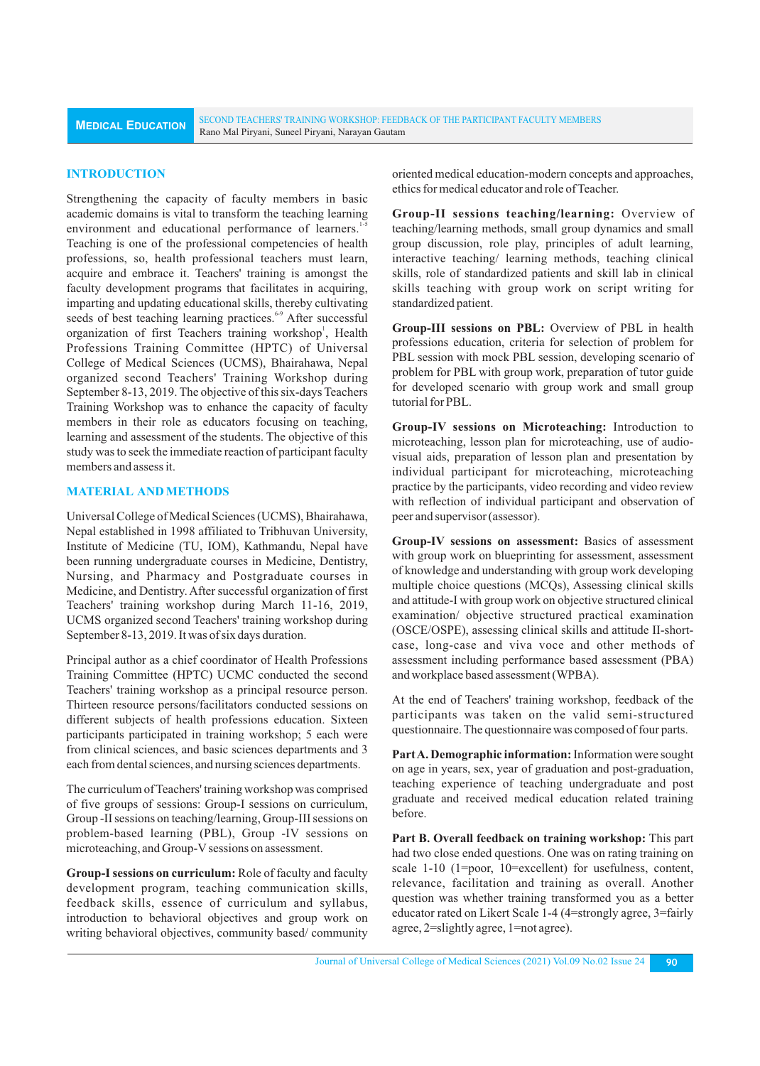## INTRODUCTION

Strengthening the capacity of faculty members in basic academic domains is vital to transform the teaching learning environment and educational performance of learners.[1-5] Teaching is one of the professional competencies of health professions, so, health professional teachers must learn, acquire and embrace it. Teachers' training is amongst the faculty development programs that facilitates in acquiring, imparting and updating educational skills, thereby cultivating seeds of best teaching learning practices.[6-9] After successful organization of first Teachers training workshop[1], Health Professions Training Committee (HPTC) of Universal College of Medical Sciences (UCMS), Bhairahawa, Nepal organized second Teachers' Training Workshop during September 8-13, 2019. The objective of this six-days Teachers Training Workshop was to enhance the capacity of faculty members in their role as educators focusing on teaching, learning and assessment of the students. The objective of this study was to seek the immediate reaction of participant faculty members and assess it.

## MATERIAL AND METHODS

Universal College of Medical Sciences (UCMS), Bhairahawa, Nepal established in 1998 affiliated to Tribhuvan University, Institute of Medicine (TU, IOM), Kathmandu, Nepal have been running undergraduate courses in Medicine, Dentistry, Nursing, and Pharmacy and Postgraduate courses in Medicine, and Dentistry. After successful organization of first Teachers' training workshop during March 11-16, 2019, UCMS organized second Teachers' training workshop during September 8-13, 2019. It was of six days duration.

Principal author as a chief coordinator of Health Professions Training Committee (HPTC) UCMC conducted the second Teachers' training workshop as a principal resource person. Thirteen resource persons/facilitators conducted sessions on different subjects of health professions education. Sixteen participants participated in training workshop; 5 each were from clinical sciences, and basic sciences departments and 3 each from dental sciences, and nursing sciences departments.

The curriculum of Teachers' training workshop was comprised of five groups of sessions: Group-I sessions on curriculum, Group -II sessions on teaching/learning, Group-III sessions on problem-based learning (PBL), Group -IV sessions on microteaching, and Group-V sessions on assessment.

**Group-I sessions on curriculum:** Role of faculty and faculty development program, teaching communication skills, feedback skills, essence of curriculum and syllabus, introduction to behavioral objectives and group work on writing behavioral objectives, community based/ community oriented medical education-modern concepts and approaches, ethics for medical educator and role of Teacher.

**Group-II sessions teaching/learning:** Overview of teaching/learning methods, small group dynamics and small group discussion, role play, principles of adult learning, interactive teaching/ learning methods, teaching clinical skills, role of standardized patients and skill lab in clinical skills teaching with group work on script writing for standardized patient.

**Group-III sessions on PBL:** Overview of PBL in health professions education, criteria for selection of problem for PBL session with mock PBL session, developing scenario of problem for PBL with group work, preparation of tutor guide for developed scenario with group work and small group tutorial for PBL.

**Group-IV sessions on Microteaching:** Introduction to microteaching, lesson plan for microteaching, use of audio-visual aids, preparation of lesson plan and presentation by individual participant for microteaching, microteaching practice by the participants, video recording and video review with reflection of individual participant and observation of peer and supervisor (assessor).

**Group-IV sessions on assessment:** Basics of assessment with group work on blueprinting for assessment, assessment of knowledge and understanding with group work developing multiple choice questions (MCQs), Assessing clinical skills and attitude-I with group work on objective structured clinical examination/ objective structured practical examination (OSCE/OSPE), assessing clinical skills and attitude II-short-case, long-case and viva voce and other methods of assessment including performance based assessment (PBA) and workplace based assessment (WPBA).

At the end of Teachers' training workshop, feedback of the participants was taken on the valid semi-structured questionnaire. The questionnaire was composed of four parts.

**Part A. Demographic information:** Information were sought on age in years, sex, year of graduation and post-graduation, teaching experience of teaching undergraduate and post graduate and received medical education related training before.

**Part B. Overall feedback on training workshop:** This part had two close ended questions. One was on rating training on scale 1-10 (1=poor, 10=excellent) for usefulness, content, relevance, facilitation and training as overall. Another question was whether training transformed you as a better educator rated on Likert Scale 1-4 (4=strongly agree, 3=fairly agree, 2=slightly agree, 1=not agree).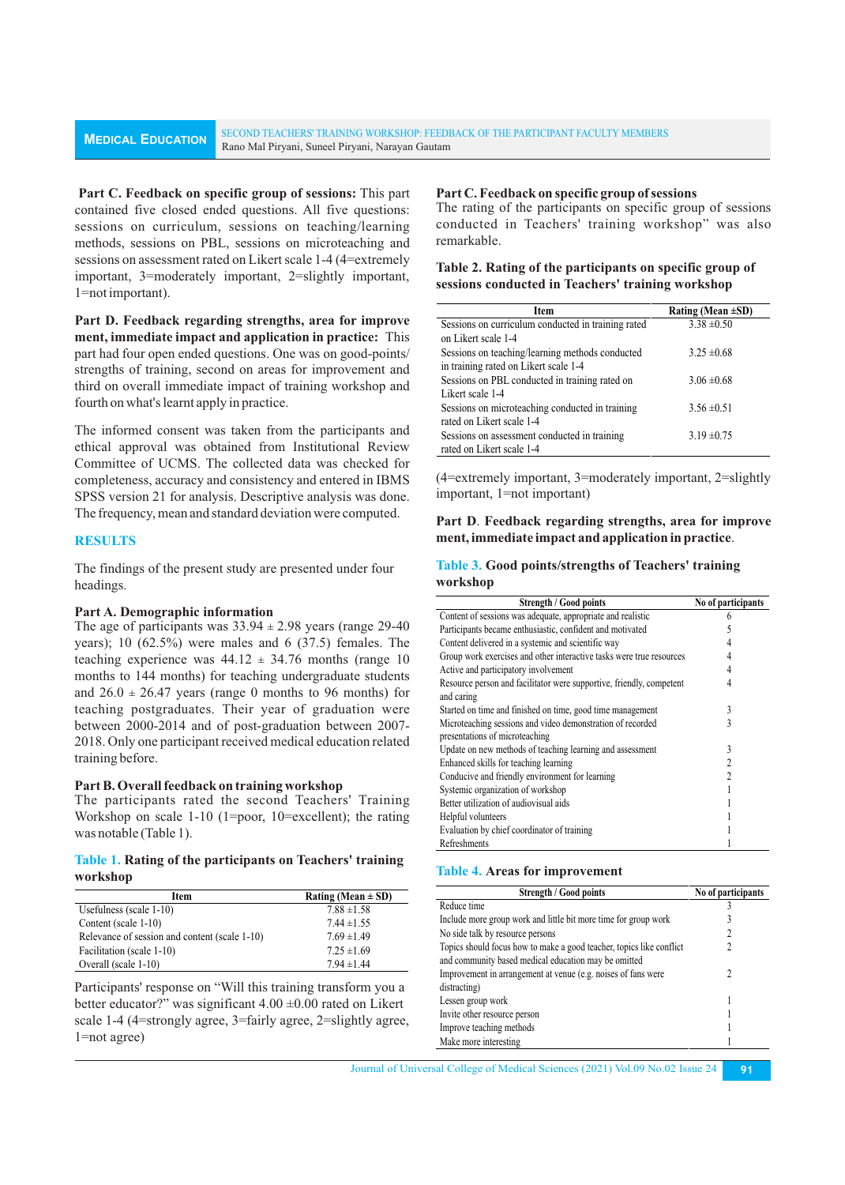**Part C. Feedback on specific group of sessions:** This part contained five closed ended questions. All five questions: sessions on curriculum, sessions on teaching/learning methods, sessions on PBL, sessions on microteaching and sessions on assessment rated on Likert scale 1-4 (4=extremely important, 3=moderately important, 2=slightly important, 1=not important).

**Part D. Feedback regarding strengths, area for improve ment, immediate impact and application in practice:** This part had four open ended questions. One was on good-points/ strengths of training, second on areas for improvement and third on overall immediate impact of training workshop and fourth on what's learnt apply in practice.

The informed consent was taken from the participants and ethical approval was obtained from Institutional Review Committee of UCMS. The collected data was checked for completeness, accuracy and consistency and entered in IBMS SPSS version 21 for analysis. Descriptive analysis was done. The frequency, mean and standard deviation were computed.

## RESULTS

The findings of the present study are presented under four headings.

### Part A. Demographic information

The age of participants was 33.94 ± 2.98 years (range 29-40 years); 10 (62.5%) were males and 6 (37.5) females. The teaching experience was 44.12 ± 34.76 months (range 10 months to 144 months) for teaching undergraduate students and 26.0 ± 26.47 years (range 0 months to 96 months) for teaching postgraduates. Their year of graduation were between 2000-2014 and of post-graduation between 2007-2018. Only one participant received medical education related training before.

### Part B. Overall feedback on training workshop

The participants rated the second Teachers' Training Workshop on scale 1-10 (1=poor, 10=excellent); the rating was notable (Table 1).

**Table 1. Rating of the participants on Teachers' training workshop**

| Item | Rating (Mean ± SD) |
|---|---|
| Usefulness (scale 1-10) | 7.88 ±1.58 |
| Content (scale 1-10) | 7.44 ±1.55 |
| Relevance of session and content (scale 1-10) | 7.69 ±1.49 |
| Facilitation (scale 1-10) | 7.25 ±1.69 |
| Overall (scale 1-10) | 7.94 ±1.44 |

Participants' response on "Will this training transform you a better educator?" was significant 4.00 ±0.00 rated on Likert scale 1-4 (4=strongly agree, 3=fairly agree, 2=slightly agree, 1=not agree)

### Part C. Feedback on specific group of sessions

The rating of the participants on specific group of sessions conducted in Teachers' training workshop" was also remarkable.

**Table 2. Rating of the participants on specific group of sessions conducted in Teachers' training workshop**

| Item | Rating (Mean ±SD) |
|---|---|
| Sessions on curriculum conducted in training rated on Likert scale 1-4 | 3.38 ±0.50 |
| Sessions on teaching/learning methods conducted in training rated on Likert scale 1-4 | 3.25 ±0.68 |
| Sessions on PBL conducted in training rated on Likert scale 1-4 | 3.06 ±0.68 |
| Sessions on microteaching conducted in training rated on Likert scale 1-4 | 3.56 ±0.51 |
| Sessions on assessment conducted in training rated on Likert scale 1-4 | 3.19 ±0.75 |

(4=extremely important, 3=moderately important, 2=slightly important, 1=not important)

### Part D. Feedback regarding strengths, area for improve ment, immediate impact and application in practice.

**Table 3. Good points/strengths of Teachers' training workshop**

| Strength / Good points | No of participants |
|---|---|
| Content of sessions was adequate, appropriate and realistic | 6 |
| Participants became enthusiastic, confident and motivated | 5 |
| Content delivered in a systemic and scientific way | 4 |
| Group work exercises and other interactive tasks were true resources | 4 |
| Active and participatory involvement | 4 |
| Resource person and facilitator were supportive, friendly, competent and caring | 4 |
| Started on time and finished on time, good time management | 3 |
| Microteaching sessions and video demonstration of recorded presentations of microteaching | 3 |
| Update on new methods of teaching learning and assessment | 3 |
| Enhanced skills for teaching learning | 2 |
| Conducive and friendly environment for learning | 2 |
| Systemic organization of workshop | 1 |
| Better utilization of audiovisual aids | 1 |
| Helpful volunteers | 1 |
| Evaluation by chief coordinator of training | 1 |
| Refreshments | 1 |

**Table 4. Areas for improvement**

| Strength / Good points | No of participants |
|---|---|
| Reduce time | 3 |
| Include more group work and little bit more time for group work | 3 |
| No side talk by resource persons | 2 |
| Topics should focus how to make a good teacher, topics like conflict and community based medical education may be omitted | 2 |
| Improvement in arrangement at venue (e.g. noises of fans were distracting) | 2 |
| Lessen group work | 1 |
| Invite other resource person | 1 |
| Improve teaching methods | 1 |
| Make more interesting | 1 |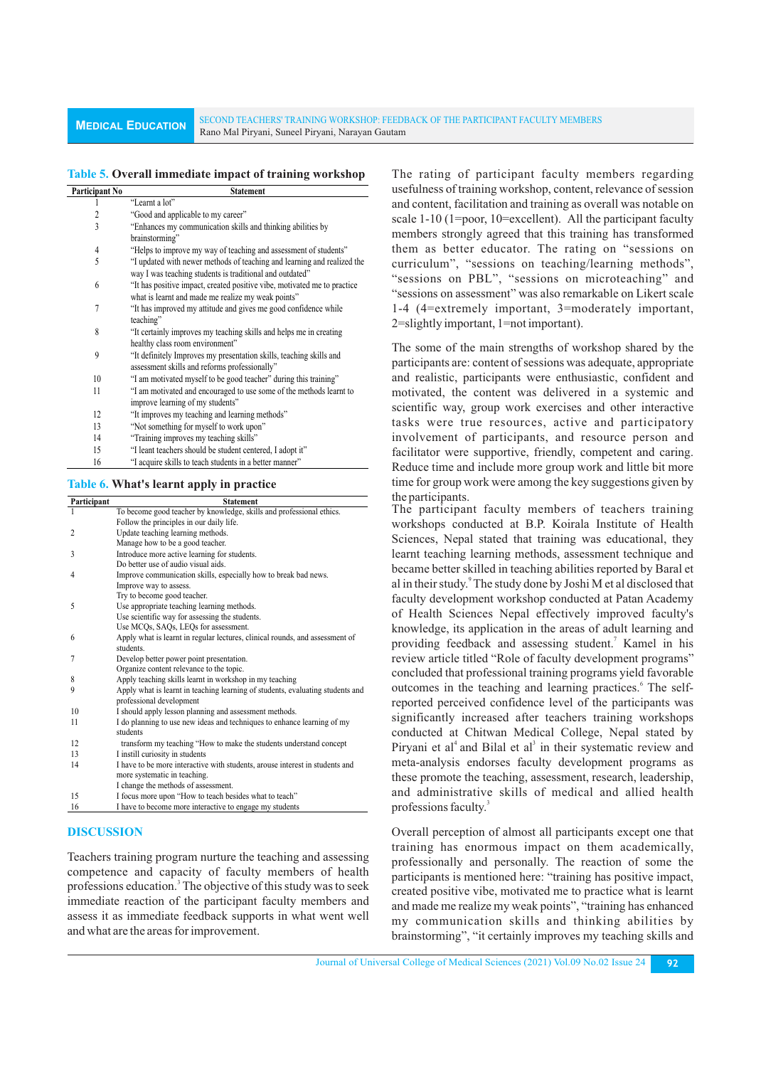**Table 5. Overall immediate impact of training workshop**

| Participant No | Statement |
|---|---|
| 1 | "Learnt a lot" |
| 2 | "Good and applicable to my career" |
| 3 | "Enhances my communication skills and thinking abilities by brainstorming" |
| 4 | "Helps to improve my way of teaching and assessment of students" |
| 5 | "I updated with newer methods of teaching and learning and realized the way I was teaching students is traditional and outdated" |
| 6 | "It has positive impact, created positive vibe, motivated me to practice what is learnt and made me realize my weak points" |
| 7 | "It has improved my attitude and gives me good confidence while teaching" |
| 8 | "It certainly improves my teaching skills and helps me in creating healthy class room environment" |
| 9 | "It definitely Improves my presentation skills, teaching skills and assessment skills and reforms professionally" |
| 10 | "I am motivated myself to be good teacher" during this training" |
| 11 | "I am motivated and encouraged to use some of the methods learnt to improve learning of my students" |
| 12 | "It improves my teaching and learning methods" |
| 13 | "Not something for myself to work upon" |
| 14 | "Training improves my teaching skills" |
| 15 | "I leant teachers should be student centered, I adopt it" |
| 16 | "I acquire skills to teach students in a better manner" |

**Table 6. What's learnt apply in practice**

| Participant | Statement |
|---|---|
| 1 | To become good teacher by knowledge, skills and professional ethics. Follow the principles in our daily life. |
| 2 | Update teaching learning methods. Manage how to be a good teacher. |
| 3 | Introduce more active learning for students. Do better use of audio visual aids. |
| 4 | Improve communication skills, especially how to break bad news. Improve way to assess. Try to become good teacher. |
| 5 | Use appropriate teaching learning methods. Use scientific way for assessing the students. Use MCQs, SAQs, LEQs for assessment. |
| 6 | Apply what is learnt in regular lectures, clinical rounds, and assessment of students. |
| 7 | Develop better power point presentation. Organize content relevance to the topic. |
| 8 | Apply teaching skills learnt in workshop in my teaching |
| 9 | Apply what is learnt in teaching learning of students, evaluating students and professional development |
| 10 | I should apply lesson planning and assessment methods. |
| 11 | I do planning to use new ideas and techniques to enhance learning of my students |
| 12 | transform my teaching "How to make the students understand concept |
| 13 | I instill curiosity in students |
| 14 | I have to be more interactive with students, arouse interest in students and more systematic in teaching. I change the methods of assessment. |
| 15 | I focus more upon "How to teach besides what to teach" |
| 16 | I have to become more interactive to engage my students |

## DISCUSSION

Teachers training program nurture the teaching and assessing competence and capacity of faculty members of health professions education.[3] The objective of this study was to seek immediate reaction of the participant faculty members and assess it as immediate feedback supports in what went well and what are the areas for improvement.

The rating of participant faculty members regarding usefulness of training workshop, content, relevance of session and content, facilitation and training as overall was notable on scale 1-10 (1=poor, 10=excellent). All the participant faculty members strongly agreed that this training has transformed them as better educator. The rating on "sessions on curriculum", "sessions on teaching/learning methods", "sessions on PBL", "sessions on microteaching" and "sessions on assessment" was also remarkable on Likert scale 1-4 (4=extremely important, 3=moderately important, 2=slightly important, 1=not important).

The some of the main strengths of workshop shared by the participants are: content of sessions was adequate, appropriate and realistic, participants were enthusiastic, confident and motivated, the content was delivered in a systemic and scientific way, group work exercises and other interactive tasks were true resources, active and participatory involvement of participants, and resource person and facilitator were supportive, friendly, competent and caring. Reduce time and include more group work and little bit more time for group work were among the key suggestions given by the participants.

The participant faculty members of teachers training workshops conducted at B.P. Koirala Institute of Health Sciences, Nepal stated that training was educational, they learnt teaching learning methods, assessment technique and became better skilled in teaching abilities reported by Baral et al in their study.[9] The study done by Joshi M et al disclosed that faculty development workshop conducted at Patan Academy of Health Sciences Nepal effectively improved faculty's knowledge, its application in the areas of adult learning and providing feedback and assessing student.[7] Kamel in his review article titled "Role of faculty development programs" concluded that professional training programs yield favorable outcomes in the teaching and learning practices.[6] The self-reported perceived confidence level of the participants was significantly increased after teachers training workshops conducted at Chitwan Medical College, Nepal stated by Piryani et al[4] and Bilal et al[3] in their systematic review and meta-analysis endorses faculty development programs as these promote the teaching, assessment, research, leadership, and administrative skills of medical and allied health professions faculty.[3]

Overall perception of almost all participants except one that training has enormous impact on them academically, professionally and personally. The reaction of some the participants is mentioned here: "training has positive impact, created positive vibe, motivated me to practice what is learnt and made me realize my weak points", "training has enhanced my communication skills and thinking abilities by brainstorming", "it certainly improves my teaching skills and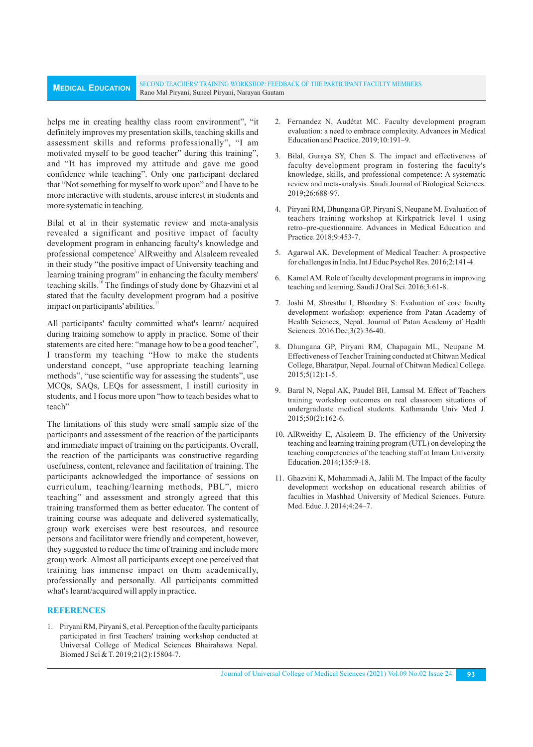helps me in creating healthy class room environment", "it definitely improves my presentation skills, teaching skills and assessment skills and reforms professionally", "I am motivated myself to be good teacher" during this training", and "It has improved my attitude and gave me good confidence while teaching". Only one participant declared that "Not something for myself to work upon" and I have to be more interactive with students, arouse interest in students and more systematic in teaching.

Bilal et al in their systematic review and meta-analysis revealed a significant and positive impact of faculty development program in enhancing faculty's knowledge and professional competence[3] AlRweithy and Alsaleem revealed in their study "the positive impact of University teaching and learning training program" in enhancing the faculty members' teaching skills.[10] The findings of study done by Ghazvini et al stated that the faculty development program had a positive impact on participants' abilities.[11]

All participants' faculty committed what's learnt/ acquired during training somehow to apply in practice. Some of their statements are cited here: "manage how to be a good teacher", I transform my teaching "How to make the students understand concept, "use appropriate teaching learning methods", "use scientific way for assessing the students", use MCQs, SAQs, LEQs for assessment, I instill curiosity in students, and I focus more upon "how to teach besides what to teach"

The limitations of this study were small sample size of the participants and assessment of the reaction of the participants and immediate impact of training on the participants. Overall, the reaction of the participants was constructive regarding usefulness, content, relevance and facilitation of training. The participants acknowledged the importance of sessions on curriculum, teaching/learning methods, PBL", micro teaching" and assessment and strongly agreed that this training transformed them as better educator. The content of training course was adequate and delivered systematically, group work exercises were best resources, and resource persons and facilitator were friendly and competent, however, they suggested to reduce the time of training and include more group work. Almost all participants except one perceived that training has immense impact on them academically, professionally and personally. All participants committed what's learnt/acquired will apply in practice.

## REFERENCES

1. Piryani RM, Piryani S, et al. Perception of the faculty participants participated in first Teachers' training workshop conducted at Universal College of Medical Sciences Bhairahawa Nepal. Biomed J Sci & T. 2019;21(2):15804-7.
2. Fernandez N, Audétat MC. Faculty development program evaluation: a need to embrace complexity. Advances in Medical Education and Practice. 2019;10:191–9.
3. Bilal, Guraya SY, Chen S. The impact and effectiveness of faculty development program in fostering the faculty's knowledge, skills, and professional competence: A systematic review and meta-analysis. Saudi Journal of Biological Sciences. 2019;26:688-97.
4. Piryani RM, Dhungana GP. Piryani S, Neupane M. Evaluation of teachers training workshop at Kirkpatrick level 1 using retro–pre-questionnaire. Advances in Medical Education and Practice. 2018;9:453-7.
5. Agarwal AK. Development of Medical Teacher: A prospective for challenges in India. Int J Educ Psychol Res. 2016;2:141-4.
6. Kamel AM. Role of faculty development programs in improving teaching and learning. Saudi J Oral Sci. 2016;3:61-8.
7. Joshi M, Shrestha I, Bhandary S: Evaluation of core faculty development workshop: experience from Patan Academy of Health Sciences, Nepal. Journal of Patan Academy of Health Sciences. 2016 Dec;3(2):36-40.
8. Dhungana GP, Piryani RM, Chapagain ML, Neupane M. Effectiveness of Teacher Training conducted at Chitwan Medical College, Bharatpur, Nepal. Journal of Chitwan Medical College. 2015;5(12):1-5.
9. Baral N, Nepal AK, Paudel BH, Lamsal M. Effect of Teachers training workshop outcomes on real classroom situations of undergraduate medical students. Kathmandu Univ Med J. 2015;50(2):162-6.
10. AlRweithy E, Alsaleem B. The efficiency of the University teaching and learning training program (UTL) on developing the teaching competencies of the teaching staff at Imam University. Education. 2014;135:9-18.
11. Ghazvini K, Mohammadi A, Jalili M. The Impact of the faculty development workshop on educational research abilities of faculties in Mashhad University of Medical Sciences. Future. Med. Educ. J. 2014;4:24–7.